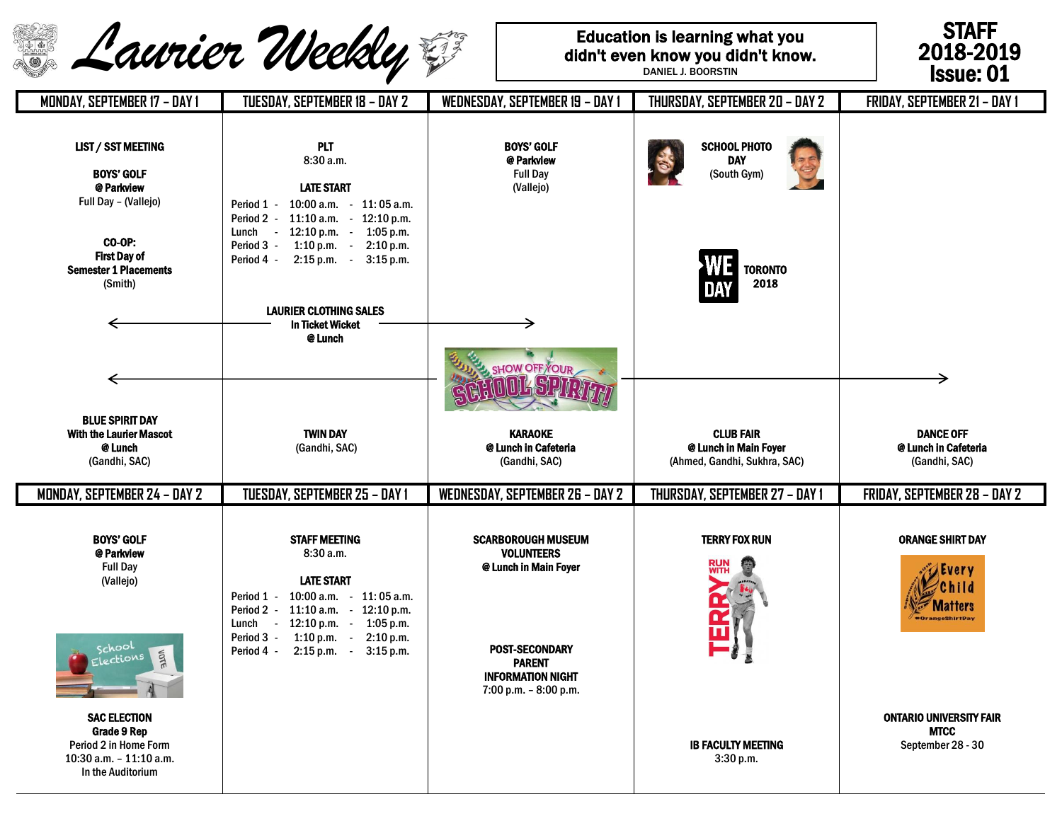# Laurier Weekly

**Education is learning what you didn't even know you didn't know.**
DANIEL J. BOORSTIN

**STAFF 2018-2019 Issue: 01**

| MONDAY, SEPTEMBER 17 – DAY 1 | TUESDAY, SEPTEMBER 18 – DAY 2 | WEDNESDAY, SEPTEMBER 19 – DAY 1 | THURSDAY, SEPTEMBER 20 – DAY 2 | FRIDAY, SEPTEMBER 21 – DAY 1 |
|---|---|---|---|---|
| **LIST / SST MEETING**<br><br>**BOYS' GOLF @ Parkview**<br>Full Day – (Vallejo)<br><br>**CO-OP: First Day of Semester 1 Placements**<br>(Smith) | **PLT**<br>8:30 a.m.<br><br>**LATE START**<br>Period 1 - 10:00 a.m. - 11:05 a.m.<br>Period 2 - 11:10 a.m. - 12:10 p.m.<br>Lunch - 12:10 p.m. - 1:05 p.m.<br>Period 3 - 1:10 p.m. - 2:10 p.m.<br>Period 4 - 2:15 p.m. - 3:15 p.m. | **BOYS' GOLF @ Parkview**<br>Full Day<br>(Vallejo) | **SCHOOL PHOTO DAY**<br>(South Gym)<br><br>**WE DAY TORONTO 2018** | |
| **LAURIER CLOTHING SALES In Ticket Wicket @ Lunch** (Monday – Wednesday) | | | | |
| **SHOW OFF YOUR SCHOOL SPIRIT!** (Monday – Friday) | | | | |
| **BLUE SPIRIT DAY With the Laurier Mascot @ Lunch**<br>(Gandhi, SAC) | **TWIN DAY**<br>(Gandhi, SAC) | **KARAOKE @ Lunch in Cafeteria**<br>(Gandhi, SAC) | **CLUB FAIR @ Lunch in Main Foyer**<br>(Ahmed, Gandhi, Sukhra, SAC) | **DANCE OFF @ Lunch in Cafeteria**<br>(Gandhi, SAC) |

| MONDAY, SEPTEMBER 24 – DAY 2 | TUESDAY, SEPTEMBER 25 – DAY 1 | WEDNESDAY, SEPTEMBER 26 – DAY 2 | THURSDAY, SEPTEMBER 27 – DAY 1 | FRIDAY, SEPTEMBER 28 – DAY 2 |
|---|---|---|---|---|
| **BOYS' GOLF @ Parkview**<br>Full Day<br>(Vallejo)<br><br>**SAC ELECTION Grade 9 Rep**<br>Period 2 in Home Form<br>10:30 a.m. – 11:10 a.m.<br>In the Auditorium | **STAFF MEETING**<br>8:30 a.m.<br><br>**LATE START**<br>Period 1 - 10:00 a.m. - 11:05 a.m.<br>Period 2 - 11:10 a.m. - 12:10 p.m.<br>Lunch - 12:10 p.m. - 1:05 p.m.<br>Period 3 - 1:10 p.m. - 2:10 p.m.<br>Period 4 - 2:15 p.m. - 3:15 p.m. | **SCARBOROUGH MUSEUM VOLUNTEERS @ Lunch in Main Foyer**<br><br>**POST-SECONDARY PARENT INFORMATION NIGHT**<br>7:00 p.m. – 8:00 p.m. | **TERRY FOX RUN**<br><br>**IB FACULTY MEETING**<br>3:30 p.m. | **ORANGE SHIRT DAY**<br><br>**ONTARIO UNIVERSITY FAIR MTCC**<br>September 28 - 30 |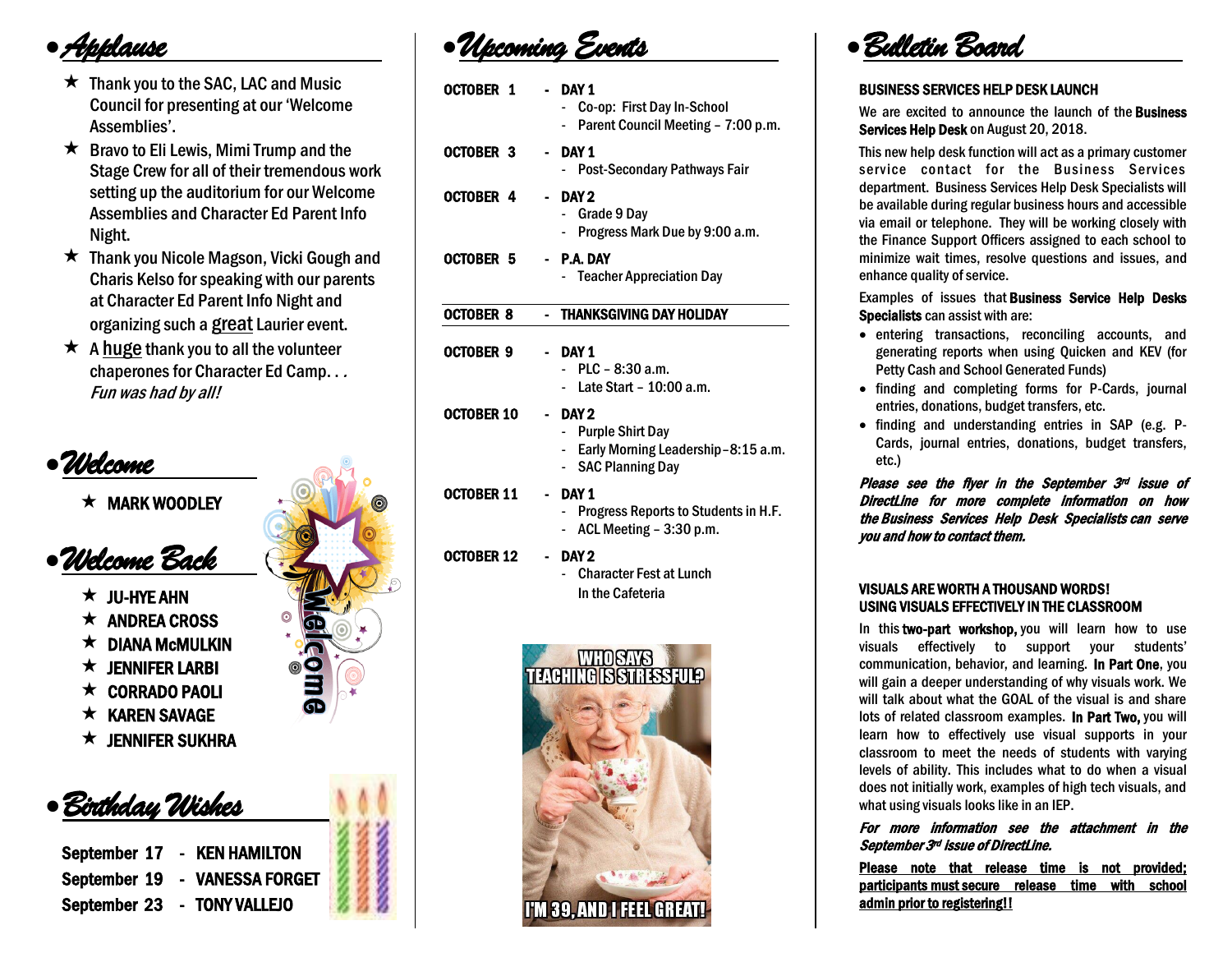## • Applause

- ★ Thank you to the SAC, LAC and Music Council for presenting at our 'Welcome Assemblies'.
- ★ Bravo to Eli Lewis, Mimi Trump and the Stage Crew for all of their tremendous work setting up the auditorium for our Welcome Assemblies and Character Ed Parent Info Night.
- ★ Thank you Nicole Magson, Vicki Gough and Charis Kelso for speaking with our parents at Character Ed Parent Info Night and organizing such a great Laurier event.
- ★ A huge thank you to all the volunteer chaperones for Character Ed Camp. . . *Fun was had by all!*

## • Welcome

- ★ **MARK WOODLEY**

## • Welcome Back

- ★ **JU-HYE AHN**
- ★ **ANDREA CROSS**
- ★ **DIANA McMULKIN**
- ★ **JENNIFER LARBI**
- ★ **CORRADO PAOLI**
- ★ **KAREN SAVAGE**
- ★ **JENNIFER SUKHRA**

## • Birthday Wishes

**September 17 - KEN HAMILTON**
**September 19 - VANESSA FORGET**
**September 23 - TONY VALLEJO**

## • Upcoming Events

**OCTOBER 1 - DAY 1**
- Co-op: First Day In-School
- Parent Council Meeting – 7:00 p.m.

**OCTOBER 3 - DAY 1**
- Post-Secondary Pathways Fair

**OCTOBER 4 - DAY 2**
- Grade 9 Day
- Progress Mark Due by 9:00 a.m.

**OCTOBER 5 - P.A. DAY**
- Teacher Appreciation Day

**OCTOBER 8 - THANKSGIVING DAY HOLIDAY**

**OCTOBER 9 - DAY 1**
- PLC – 8:30 a.m.
- Late Start – 10:00 a.m.

**OCTOBER 10 - DAY 2**
- Purple Shirt Day
- Early Morning Leadership – 8:15 a.m.
- SAC Planning Day

**OCTOBER 11 - DAY 1**
- Progress Reports to Students in H.F.
- ACL Meeting – 3:30 p.m.

**OCTOBER 12 - DAY 2**
- Character Fest at Lunch In the Cafeteria

WHO SAYS TEACHING IS STRESSFUL?

I'M 39, AND I FEEL GREAT!

## • Bulletin Board

### BUSINESS SERVICES HELP DESK LAUNCH

We are excited to announce the launch of the **Business Services Help Desk** on August 20, 2018.

This new help desk function will act as a primary customer service contact for the Business Services department. Business Services Help Desk Specialists will be available during regular business hours and accessible via email or telephone. They will be working closely with the Finance Support Officers assigned to each school to minimize wait times, resolve questions and issues, and enhance quality of service.

Examples of issues that **Business Service Help Desks Specialists** can assist with are:

- entering transactions, reconciling accounts, and generating reports when using Quicken and KEV (for Petty Cash and School Generated Funds)
- finding and completing forms for P-Cards, journal entries, donations, budget transfers, etc.
- finding and understanding entries in SAP (e.g. P-Cards, journal entries, donations, budget transfers, etc.)

***Please see the flyer in the September 3rd issue of DirectLine for more complete information on how the Business Services Help Desk Specialists can serve you and how to contact them.***

### VISUALS ARE WORTH A THOUSAND WORDS! USING VISUALS EFFECTIVELY IN THE CLASSROOM

In this **two-part workshop,** you will learn how to use visuals effectively to support your students' communication, behavior, and learning. **In Part One**, you will gain a deeper understanding of why visuals work. We will talk about what the GOAL of the visual is and share lots of related classroom examples. **In Part Two,** you will learn how to effectively use visual supports in your classroom to meet the needs of students with varying levels of ability. This includes what to do when a visual does not initially work, examples of high tech visuals, and what using visuals looks like in an IEP.

***For more information see the attachment in the September 3rd issue of DirectLine.***

**Please note that release time is not provided; participants must secure release time with school admin prior to registering!!**